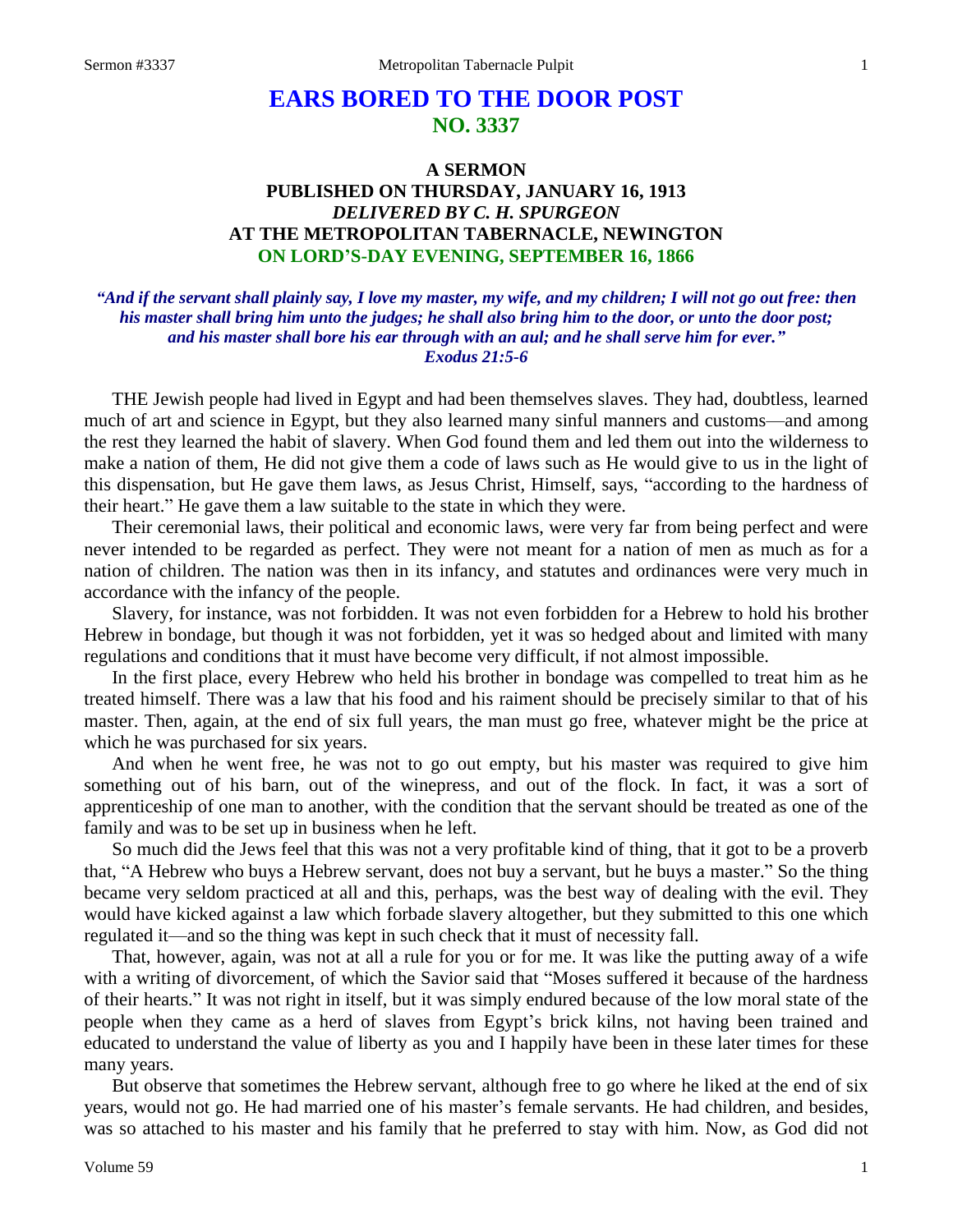# EARS BORED TO THE DOOR POST
## NO. 3337

### A SERMON
### PUBLISHED ON THURSDAY, JANUARY 16, 1913
### *DELIVERED BY C. H. SPURGEON*
### AT THE METROPOLITAN TABERNACLE, NEWINGTON
### ON LORD'S-DAY EVENING, SEPTEMBER 16, 1866

***"And if the servant shall plainly say, I love my master, my wife, and my children; I will not go out free: then his master shall bring him unto the judges; he shall also bring him to the door, or unto the door post; and his master shall bore his ear through with an aul; and he shall serve him for ever." Exodus 21:5-6***

THE Jewish people had lived in Egypt and had been themselves slaves. They had, doubtless, learned much of art and science in Egypt, but they also learned many sinful manners and customs—and among the rest they learned the habit of slavery. When God found them and led them out into the wilderness to make a nation of them, He did not give them a code of laws such as He would give to us in the light of this dispensation, but He gave them laws, as Jesus Christ, Himself, says, "according to the hardness of their heart." He gave them a law suitable to the state in which they were.

Their ceremonial laws, their political and economic laws, were very far from being perfect and were never intended to be regarded as perfect. They were not meant for a nation of men as much as for a nation of children. The nation was then in its infancy, and statutes and ordinances were very much in accordance with the infancy of the people.

Slavery, for instance, was not forbidden. It was not even forbidden for a Hebrew to hold his brother Hebrew in bondage, but though it was not forbidden, yet it was so hedged about and limited with many regulations and conditions that it must have become very difficult, if not almost impossible.

In the first place, every Hebrew who held his brother in bondage was compelled to treat him as he treated himself. There was a law that his food and his raiment should be precisely similar to that of his master. Then, again, at the end of six full years, the man must go free, whatever might be the price at which he was purchased for six years.

And when he went free, he was not to go out empty, but his master was required to give him something out of his barn, out of the winepress, and out of the flock. In fact, it was a sort of apprenticeship of one man to another, with the condition that the servant should be treated as one of the family and was to be set up in business when he left.

So much did the Jews feel that this was not a very profitable kind of thing, that it got to be a proverb that, "A Hebrew who buys a Hebrew servant, does not buy a servant, but he buys a master." So the thing became very seldom practiced at all and this, perhaps, was the best way of dealing with the evil. They would have kicked against a law which forbade slavery altogether, but they submitted to this one which regulated it—and so the thing was kept in such check that it must of necessity fall.

That, however, again, was not at all a rule for you or for me. It was like the putting away of a wife with a writing of divorcement, of which the Savior said that "Moses suffered it because of the hardness of their hearts." It was not right in itself, but it was simply endured because of the low moral state of the people when they came as a herd of slaves from Egypt's brick kilns, not having been trained and educated to understand the value of liberty as you and I happily have been in these later times for these many years.

But observe that sometimes the Hebrew servant, although free to go where he liked at the end of six years, would not go. He had married one of his master's female servants. He had children, and besides, was so attached to his master and his family that he preferred to stay with him. Now, as God did not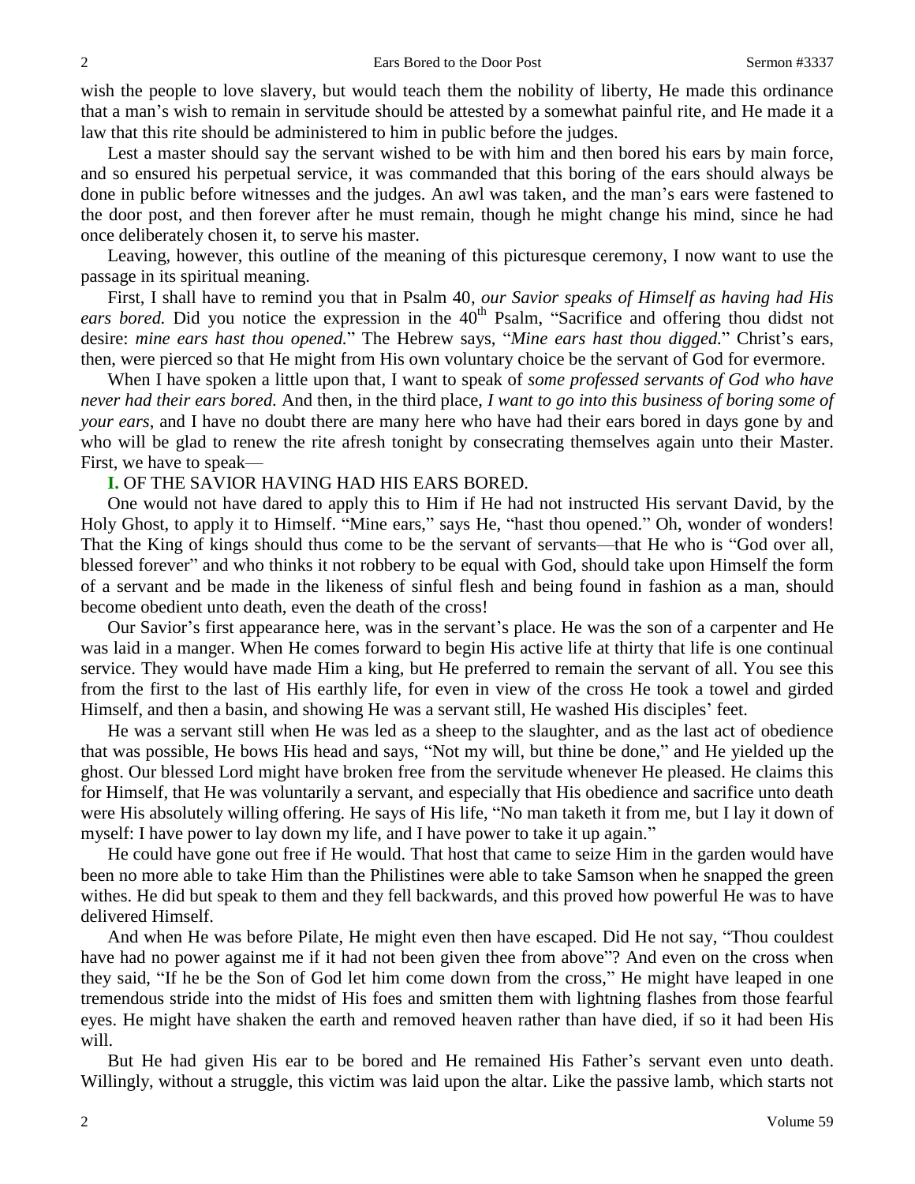wish the people to love slavery, but would teach them the nobility of liberty, He made this ordinance that a man's wish to remain in servitude should be attested by a somewhat painful rite, and He made it a law that this rite should be administered to him in public before the judges.

Lest a master should say the servant wished to be with him and then bored his ears by main force, and so ensured his perpetual service, it was commanded that this boring of the ears should always be done in public before witnesses and the judges. An awl was taken, and the man's ears were fastened to the door post, and then forever after he must remain, though he might change his mind, since he had once deliberately chosen it, to serve his master.

Leaving, however, this outline of the meaning of this picturesque ceremony, I now want to use the passage in its spiritual meaning.

First, I shall have to remind you that in Psalm 40, *our Savior speaks of Himself as having had His ears bored.* Did you notice the expression in the 40th Psalm, "Sacrifice and offering thou didst not desire: *mine ears hast thou opened.*" The Hebrew says, "*Mine ears hast thou digged.*" Christ's ears, then, were pierced so that He might from His own voluntary choice be the servant of God for evermore.

When I have spoken a little upon that, I want to speak of *some professed servants of God who have never had their ears bored.* And then, in the third place, *I want to go into this business of boring some of your ears*, and I have no doubt there are many here who have had their ears bored in days gone by and who will be glad to renew the rite afresh tonight by consecrating themselves again unto their Master. First, we have to speak—

**I.** OF THE SAVIOR HAVING HAD HIS EARS BORED.

One would not have dared to apply this to Him if He had not instructed His servant David, by the Holy Ghost, to apply it to Himself. "Mine ears," says He, "hast thou opened." Oh, wonder of wonders! That the King of kings should thus come to be the servant of servants—that He who is "God over all, blessed forever" and who thinks it not robbery to be equal with God, should take upon Himself the form of a servant and be made in the likeness of sinful flesh and being found in fashion as a man, should become obedient unto death, even the death of the cross!

Our Savior's first appearance here, was in the servant's place. He was the son of a carpenter and He was laid in a manger. When He comes forward to begin His active life at thirty that life is one continual service. They would have made Him a king, but He preferred to remain the servant of all. You see this from the first to the last of His earthly life, for even in view of the cross He took a towel and girded Himself, and then a basin, and showing He was a servant still, He washed His disciples' feet.

He was a servant still when He was led as a sheep to the slaughter, and as the last act of obedience that was possible, He bows His head and says, "Not my will, but thine be done," and He yielded up the ghost. Our blessed Lord might have broken free from the servitude whenever He pleased. He claims this for Himself, that He was voluntarily a servant, and especially that His obedience and sacrifice unto death were His absolutely willing offering. He says of His life, "No man taketh it from me, but I lay it down of myself: I have power to lay down my life, and I have power to take it up again."

He could have gone out free if He would. That host that came to seize Him in the garden would have been no more able to take Him than the Philistines were able to take Samson when he snapped the green withes. He did but speak to them and they fell backwards, and this proved how powerful He was to have delivered Himself.

And when He was before Pilate, He might even then have escaped. Did He not say, "Thou couldest have had no power against me if it had not been given thee from above"? And even on the cross when they said, "If he be the Son of God let him come down from the cross," He might have leaped in one tremendous stride into the midst of His foes and smitten them with lightning flashes from those fearful eyes. He might have shaken the earth and removed heaven rather than have died, if so it had been His will.

But He had given His ear to be bored and He remained His Father's servant even unto death. Willingly, without a struggle, this victim was laid upon the altar. Like the passive lamb, which starts not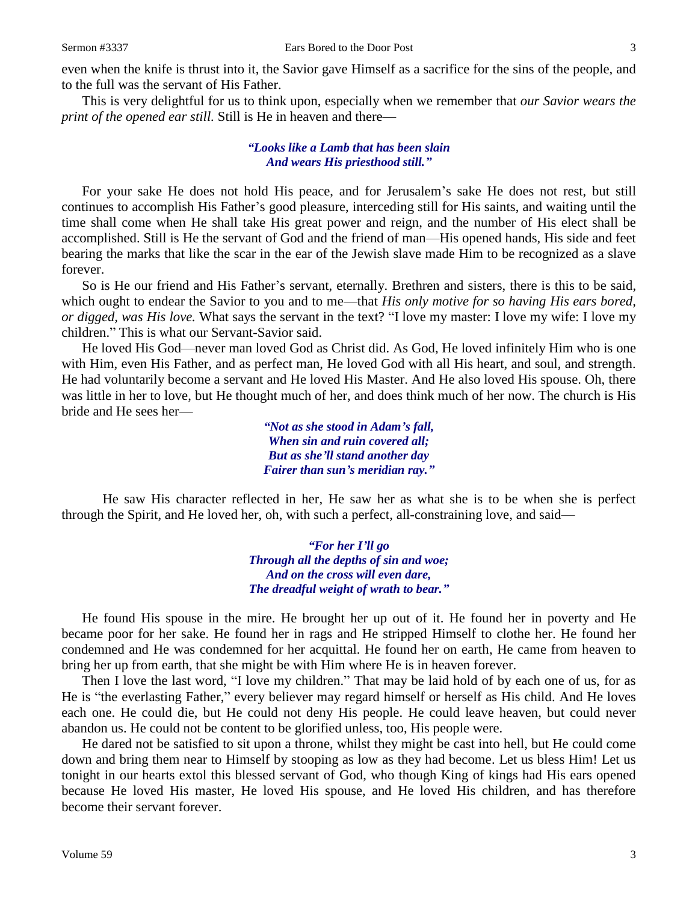even when the knife is thrust into it, the Savior gave Himself as a sacrifice for the sins of the people, and to the full was the servant of His Father.

This is very delightful for us to think upon, especially when we remember that *our Savior wears the print of the opened ear still.* Still is He in heaven and there—

> ***"Looks like a Lamb that has been slain***
> ***And wears His priesthood still."***

For your sake He does not hold His peace, and for Jerusalem's sake He does not rest, but still continues to accomplish His Father's good pleasure, interceding still for His saints, and waiting until the time shall come when He shall take His great power and reign, and the number of His elect shall be accomplished. Still is He the servant of God and the friend of man—His opened hands, His side and feet bearing the marks that like the scar in the ear of the Jewish slave made Him to be recognized as a slave forever.

So is He our friend and His Father's servant, eternally. Brethren and sisters, there is this to be said, which ought to endear the Savior to you and to me—that *His only motive for so having His ears bored, or digged, was His love.* What says the servant in the text? "I love my master: I love my wife: I love my children." This is what our Servant-Savior said.

He loved His God—never man loved God as Christ did. As God, He loved infinitely Him who is one with Him, even His Father, and as perfect man, He loved God with all His heart, and soul, and strength. He had voluntarily become a servant and He loved His Master. And He also loved His spouse. Oh, there was little in her to love, but He thought much of her, and does think much of her now. The church is His bride and He sees her—

> ***"Not as she stood in Adam's fall,***
> ***When sin and ruin covered all;***
> ***But as she'll stand another day***
> ***Fairer than sun's meridian ray."***

He saw His character reflected in her, He saw her as what she is to be when she is perfect through the Spirit, and He loved her, oh, with such a perfect, all-constraining love, and said—

> ***"For her I'll go***
> ***Through all the depths of sin and woe;***
> ***And on the cross will even dare,***
> ***The dreadful weight of wrath to bear."***

He found His spouse in the mire. He brought her up out of it. He found her in poverty and He became poor for her sake. He found her in rags and He stripped Himself to clothe her. He found her condemned and He was condemned for her acquittal. He found her on earth, He came from heaven to bring her up from earth, that she might be with Him where He is in heaven forever.

Then I love the last word, "I love my children." That may be laid hold of by each one of us, for as He is "the everlasting Father," every believer may regard himself or herself as His child. And He loves each one. He could die, but He could not deny His people. He could leave heaven, but could never abandon us. He could not be content to be glorified unless, too, His people were.

He dared not be satisfied to sit upon a throne, whilst they might be cast into hell, but He could come down and bring them near to Himself by stooping as low as they had become. Let us bless Him! Let us tonight in our hearts extol this blessed servant of God, who though King of kings had His ears opened because He loved His master, He loved His spouse, and He loved His children, and has therefore become their servant forever.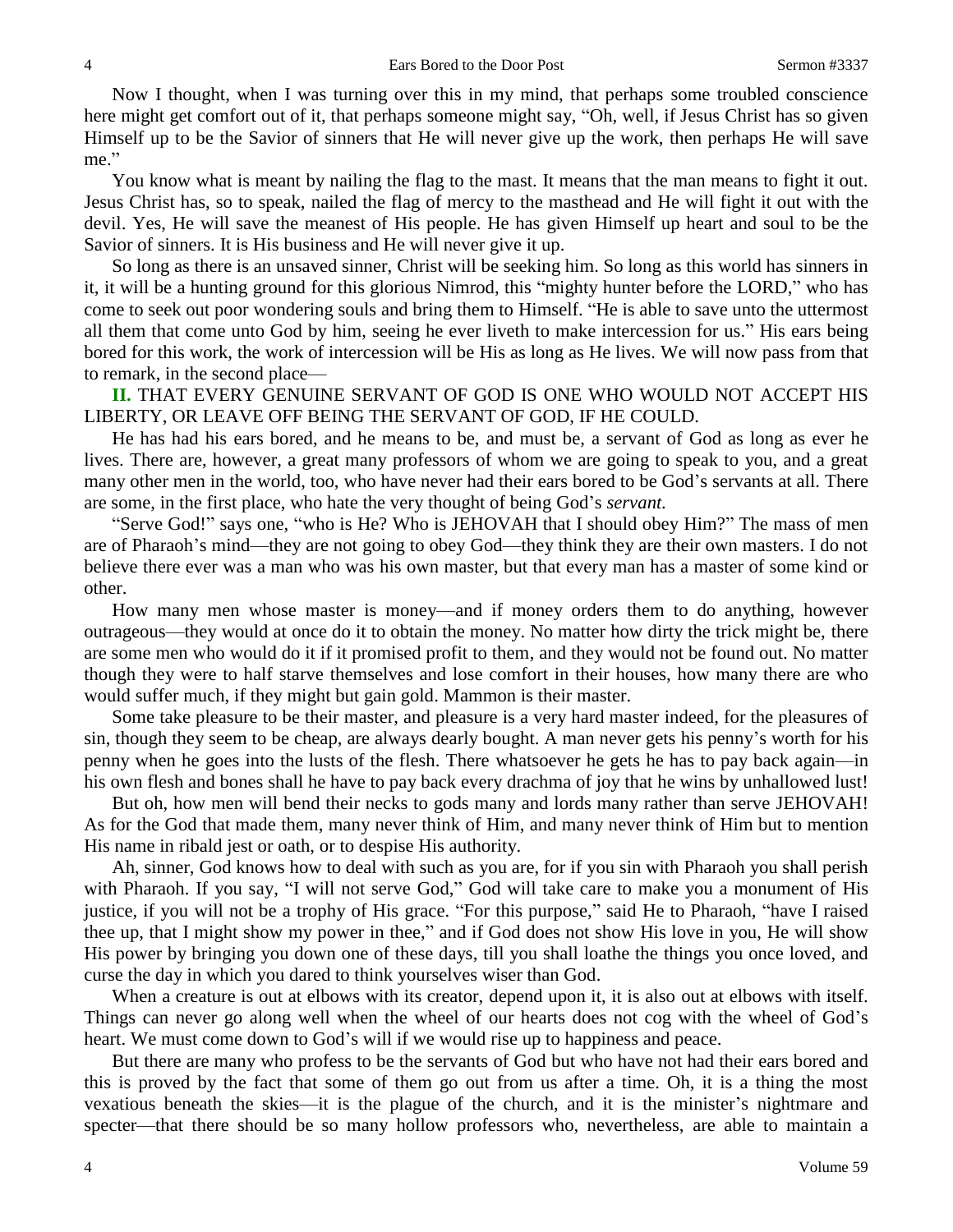Now I thought, when I was turning over this in my mind, that perhaps some troubled conscience here might get comfort out of it, that perhaps someone might say, "Oh, well, if Jesus Christ has so given Himself up to be the Savior of sinners that He will never give up the work, then perhaps He will save me."

You know what is meant by nailing the flag to the mast. It means that the man means to fight it out. Jesus Christ has, so to speak, nailed the flag of mercy to the masthead and He will fight it out with the devil. Yes, He will save the meanest of His people. He has given Himself up heart and soul to be the Savior of sinners. It is His business and He will never give it up.

So long as there is an unsaved sinner, Christ will be seeking him. So long as this world has sinners in it, it will be a hunting ground for this glorious Nimrod, this "mighty hunter before the LORD," who has come to seek out poor wondering souls and bring them to Himself. "He is able to save unto the uttermost all them that come unto God by him, seeing he ever liveth to make intercession for us." His ears being bored for this work, the work of intercession will be His as long as He lives. We will now pass from that to remark, in the second place—

**II.** THAT EVERY GENUINE SERVANT OF GOD IS ONE WHO WOULD NOT ACCEPT HIS LIBERTY, OR LEAVE OFF BEING THE SERVANT OF GOD, IF HE COULD.

He has had his ears bored, and he means to be, and must be, a servant of God as long as ever he lives. There are, however, a great many professors of whom we are going to speak to you, and a great many other men in the world, too, who have never had their ears bored to be God's servants at all. There are some, in the first place, who hate the very thought of being God's *servant.*

"Serve God!" says one, "who is He? Who is JEHOVAH that I should obey Him?" The mass of men are of Pharaoh's mind—they are not going to obey God—they think they are their own masters. I do not believe there ever was a man who was his own master, but that every man has a master of some kind or other.

How many men whose master is money—and if money orders them to do anything, however outrageous—they would at once do it to obtain the money. No matter how dirty the trick might be, there are some men who would do it if it promised profit to them, and they would not be found out. No matter though they were to half starve themselves and lose comfort in their houses, how many there are who would suffer much, if they might but gain gold. Mammon is their master.

Some take pleasure to be their master, and pleasure is a very hard master indeed, for the pleasures of sin, though they seem to be cheap, are always dearly bought. A man never gets his penny's worth for his penny when he goes into the lusts of the flesh. There whatsoever he gets he has to pay back again—in his own flesh and bones shall he have to pay back every drachma of joy that he wins by unhallowed lust!

But oh, how men will bend their necks to gods many and lords many rather than serve JEHOVAH! As for the God that made them, many never think of Him, and many never think of Him but to mention His name in ribald jest or oath, or to despise His authority.

Ah, sinner, God knows how to deal with such as you are, for if you sin with Pharaoh you shall perish with Pharaoh. If you say, "I will not serve God," God will take care to make you a monument of His justice, if you will not be a trophy of His grace. "For this purpose," said He to Pharaoh, "have I raised thee up, that I might show my power in thee," and if God does not show His love in you, He will show His power by bringing you down one of these days, till you shall loathe the things you once loved, and curse the day in which you dared to think yourselves wiser than God.

When a creature is out at elbows with its creator, depend upon it, it is also out at elbows with itself. Things can never go along well when the wheel of our hearts does not cog with the wheel of God's heart. We must come down to God's will if we would rise up to happiness and peace.

But there are many who profess to be the servants of God but who have not had their ears bored and this is proved by the fact that some of them go out from us after a time. Oh, it is a thing the most vexatious beneath the skies—it is the plague of the church, and it is the minister's nightmare and specter—that there should be so many hollow professors who, nevertheless, are able to maintain a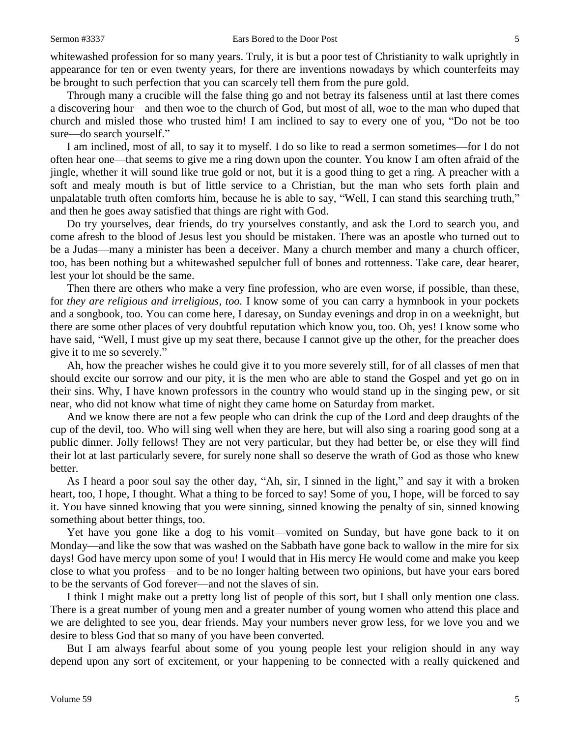whitewashed profession for so many years. Truly, it is but a poor test of Christianity to walk uprightly in appearance for ten or even twenty years, for there are inventions nowadays by which counterfeits may be brought to such perfection that you can scarcely tell them from the pure gold.

Through many a crucible will the false thing go and not betray its falseness until at last there comes a discovering hour—and then woe to the church of God, but most of all, woe to the man who duped that church and misled those who trusted him! I am inclined to say to every one of you, "Do not be too sure—do search yourself."

I am inclined, most of all, to say it to myself. I do so like to read a sermon sometimes—for I do not often hear one—that seems to give me a ring down upon the counter. You know I am often afraid of the jingle, whether it will sound like true gold or not, but it is a good thing to get a ring. A preacher with a soft and mealy mouth is but of little service to a Christian, but the man who sets forth plain and unpalatable truth often comforts him, because he is able to say, "Well, I can stand this searching truth," and then he goes away satisfied that things are right with God.

Do try yourselves, dear friends, do try yourselves constantly, and ask the Lord to search you, and come afresh to the blood of Jesus lest you should be mistaken. There was an apostle who turned out to be a Judas—many a minister has been a deceiver. Many a church member and many a church officer, too, has been nothing but a whitewashed sepulcher full of bones and rottenness. Take care, dear hearer, lest your lot should be the same.

Then there are others who make a very fine profession, who are even worse, if possible, than these, for *they are religious and irreligious, too.* I know some of you can carry a hymnbook in your pockets and a songbook, too. You can come here, I daresay, on Sunday evenings and drop in on a weeknight, but there are some other places of very doubtful reputation which know you, too. Oh, yes! I know some who have said, "Well, I must give up my seat there, because I cannot give up the other, for the preacher does give it to me so severely."

Ah, how the preacher wishes he could give it to you more severely still, for of all classes of men that should excite our sorrow and our pity, it is the men who are able to stand the Gospel and yet go on in their sins. Why, I have known professors in the country who would stand up in the singing pew, or sit near, who did not know what time of night they came home on Saturday from market.

And we know there are not a few people who can drink the cup of the Lord and deep draughts of the cup of the devil, too. Who will sing well when they are here, but will also sing a roaring good song at a public dinner. Jolly fellows! They are not very particular, but they had better be, or else they will find their lot at last particularly severe, for surely none shall so deserve the wrath of God as those who knew better.

As I heard a poor soul say the other day, "Ah, sir, I sinned in the light," and say it with a broken heart, too, I hope, I thought. What a thing to be forced to say! Some of you, I hope, will be forced to say it. You have sinned knowing that you were sinning, sinned knowing the penalty of sin, sinned knowing something about better things, too.

Yet have you gone like a dog to his vomit—vomited on Sunday, but have gone back to it on Monday—and like the sow that was washed on the Sabbath have gone back to wallow in the mire for six days! God have mercy upon some of you! I would that in His mercy He would come and make you keep close to what you profess—and to be no longer halting between two opinions, but have your ears bored to be the servants of God forever—and not the slaves of sin.

I think I might make out a pretty long list of people of this sort, but I shall only mention one class. There is a great number of young men and a greater number of young women who attend this place and we are delighted to see you, dear friends. May your numbers never grow less, for we love you and we desire to bless God that so many of you have been converted.

But I am always fearful about some of you young people lest your religion should in any way depend upon any sort of excitement, or your happening to be connected with a really quickened and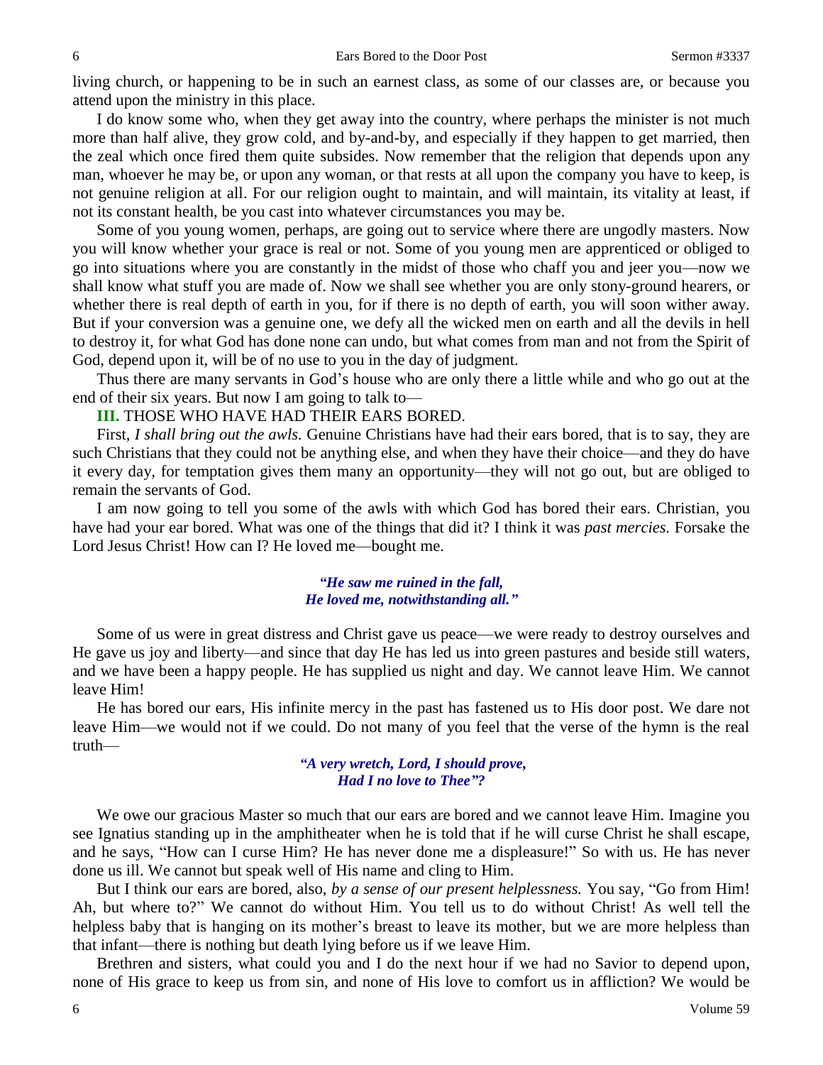living church, or happening to be in such an earnest class, as some of our classes are, or because you attend upon the ministry in this place.

I do know some who, when they get away into the country, where perhaps the minister is not much more than half alive, they grow cold, and by-and-by, and especially if they happen to get married, then the zeal which once fired them quite subsides. Now remember that the religion that depends upon any man, whoever he may be, or upon any woman, or that rests at all upon the company you have to keep, is not genuine religion at all. For our religion ought to maintain, and will maintain, its vitality at least, if not its constant health, be you cast into whatever circumstances you may be.

Some of you young women, perhaps, are going out to service where there are ungodly masters. Now you will know whether your grace is real or not. Some of you young men are apprenticed or obliged to go into situations where you are constantly in the midst of those who chaff you and jeer you—now we shall know what stuff you are made of. Now we shall see whether you are only stony-ground hearers, or whether there is real depth of earth in you, for if there is no depth of earth, you will soon wither away. But if your conversion was a genuine one, we defy all the wicked men on earth and all the devils in hell to destroy it, for what God has done none can undo, but what comes from man and not from the Spirit of God, depend upon it, will be of no use to you in the day of judgment.

Thus there are many servants in God's house who are only there a little while and who go out at the end of their six years. But now I am going to talk to—

**III.** THOSE WHO HAVE HAD THEIR EARS BORED.

First, *I shall bring out the awls.* Genuine Christians have had their ears bored, that is to say, they are such Christians that they could not be anything else, and when they have their choice—and they do have it every day, for temptation gives them many an opportunity—they will not go out, but are obliged to remain the servants of God.

I am now going to tell you some of the awls with which God has bored their ears. Christian, you have had your ear bored. What was one of the things that did it? I think it was *past mercies.* Forsake the Lord Jesus Christ! How can I? He loved me—bought me.

> ***"He saw me ruined in the fall,***
> ***He loved me, notwithstanding all."***

Some of us were in great distress and Christ gave us peace—we were ready to destroy ourselves and He gave us joy and liberty—and since that day He has led us into green pastures and beside still waters, and we have been a happy people. He has supplied us night and day. We cannot leave Him. We cannot leave Him!

He has bored our ears, His infinite mercy in the past has fastened us to His door post. We dare not leave Him—we would not if we could. Do not many of you feel that the verse of the hymn is the real truth—

> ***"A very wretch, Lord, I should prove,***
> ***Had I no love to Thee"?***

We owe our gracious Master so much that our ears are bored and we cannot leave Him. Imagine you see Ignatius standing up in the amphitheater when he is told that if he will curse Christ he shall escape, and he says, "How can I curse Him? He has never done me a displeasure!" So with us. He has never done us ill. We cannot but speak well of His name and cling to Him.

But I think our ears are bored, also, *by a sense of our present helplessness.* You say, "Go from Him! Ah, but where to?" We cannot do without Him. You tell us to do without Christ! As well tell the helpless baby that is hanging on its mother's breast to leave its mother, but we are more helpless than that infant—there is nothing but death lying before us if we leave Him.

Brethren and sisters, what could you and I do the next hour if we had no Savior to depend upon, none of His grace to keep us from sin, and none of His love to comfort us in affliction? We would be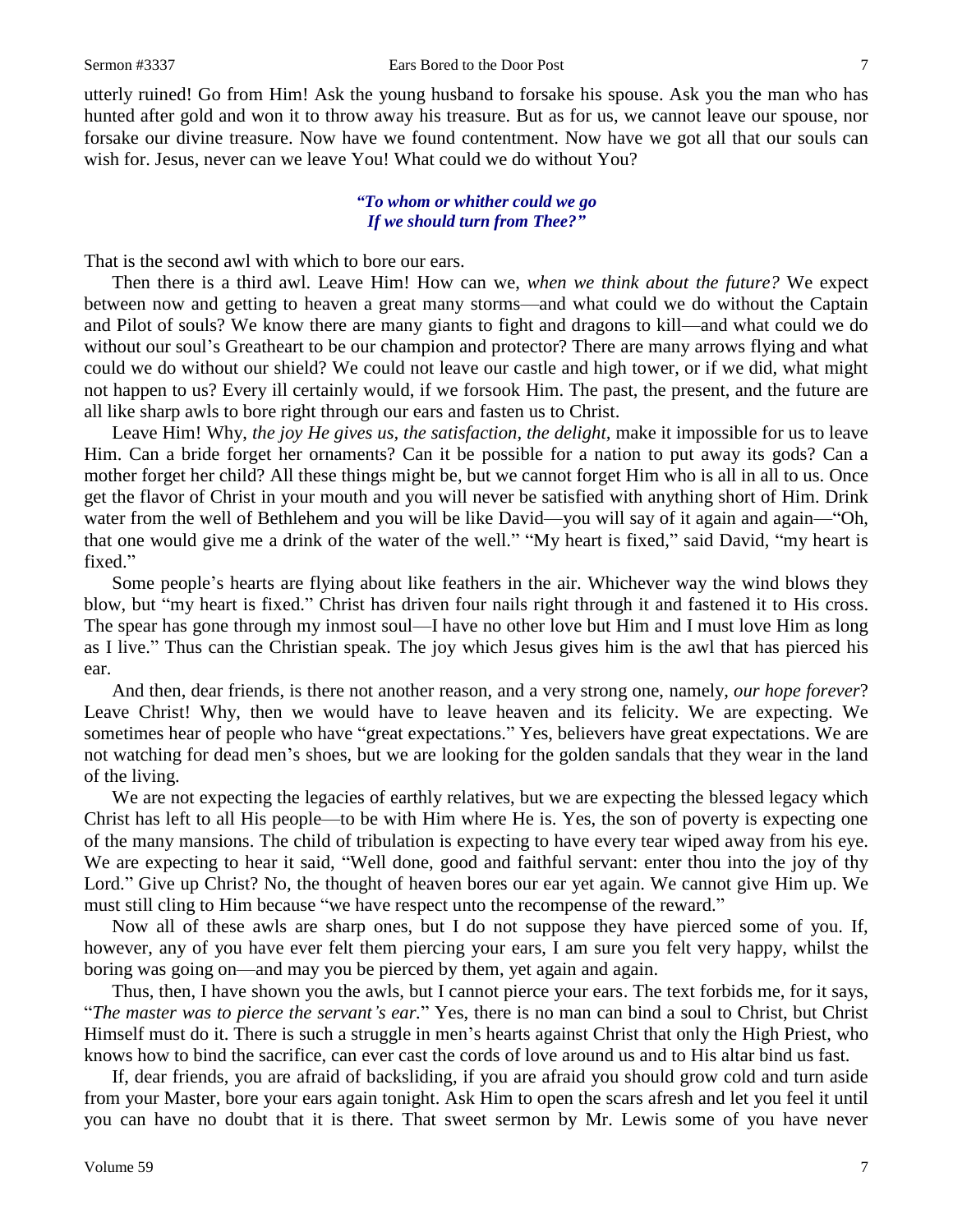utterly ruined! Go from Him! Ask the young husband to forsake his spouse. Ask you the man who has hunted after gold and won it to throw away his treasure. But as for us, we cannot leave our spouse, nor forsake our divine treasure. Now have we found contentment. Now have we got all that our souls can wish for. Jesus, never can we leave You! What could we do without You?

> ***"To whom or whither could we go***
> ***If we should turn from Thee?"***

That is the second awl with which to bore our ears.

Then there is a third awl. Leave Him! How can we, *when we think about the future?* We expect between now and getting to heaven a great many storms—and what could we do without the Captain and Pilot of souls? We know there are many giants to fight and dragons to kill—and what could we do without our soul's Greatheart to be our champion and protector? There are many arrows flying and what could we do without our shield? We could not leave our castle and high tower, or if we did, what might not happen to us? Every ill certainly would, if we forsook Him. The past, the present, and the future are all like sharp awls to bore right through our ears and fasten us to Christ.

Leave Him! Why, *the joy He gives us, the satisfaction, the delight,* make it impossible for us to leave Him. Can a bride forget her ornaments? Can it be possible for a nation to put away its gods? Can a mother forget her child? All these things might be, but we cannot forget Him who is all in all to us. Once get the flavor of Christ in your mouth and you will never be satisfied with anything short of Him. Drink water from the well of Bethlehem and you will be like David—you will say of it again and again—"Oh, that one would give me a drink of the water of the well." "My heart is fixed," said David, "my heart is fixed."

Some people's hearts are flying about like feathers in the air. Whichever way the wind blows they blow, but "my heart is fixed." Christ has driven four nails right through it and fastened it to His cross. The spear has gone through my inmost soul—I have no other love but Him and I must love Him as long as I live." Thus can the Christian speak. The joy which Jesus gives him is the awl that has pierced his ear.

And then, dear friends, is there not another reason, and a very strong one, namely, *our hope forever*? Leave Christ! Why, then we would have to leave heaven and its felicity. We are expecting. We sometimes hear of people who have "great expectations." Yes, believers have great expectations. We are not watching for dead men's shoes, but we are looking for the golden sandals that they wear in the land of the living.

We are not expecting the legacies of earthly relatives, but we are expecting the blessed legacy which Christ has left to all His people—to be with Him where He is. Yes, the son of poverty is expecting one of the many mansions. The child of tribulation is expecting to have every tear wiped away from his eye. We are expecting to hear it said, "Well done, good and faithful servant: enter thou into the joy of thy Lord." Give up Christ? No, the thought of heaven bores our ear yet again. We cannot give Him up. We must still cling to Him because "we have respect unto the recompense of the reward."

Now all of these awls are sharp ones, but I do not suppose they have pierced some of you. If, however, any of you have ever felt them piercing your ears, I am sure you felt very happy, whilst the boring was going on—and may you be pierced by them, yet again and again.

Thus, then, I have shown you the awls, but I cannot pierce your ears. The text forbids me, for it says, "*The master was to pierce the servant's ear.*" Yes, there is no man can bind a soul to Christ, but Christ Himself must do it. There is such a struggle in men's hearts against Christ that only the High Priest, who knows how to bind the sacrifice, can ever cast the cords of love around us and to His altar bind us fast.

If, dear friends, you are afraid of backsliding, if you are afraid you should grow cold and turn aside from your Master, bore your ears again tonight. Ask Him to open the scars afresh and let you feel it until you can have no doubt that it is there. That sweet sermon by Mr. Lewis some of you have never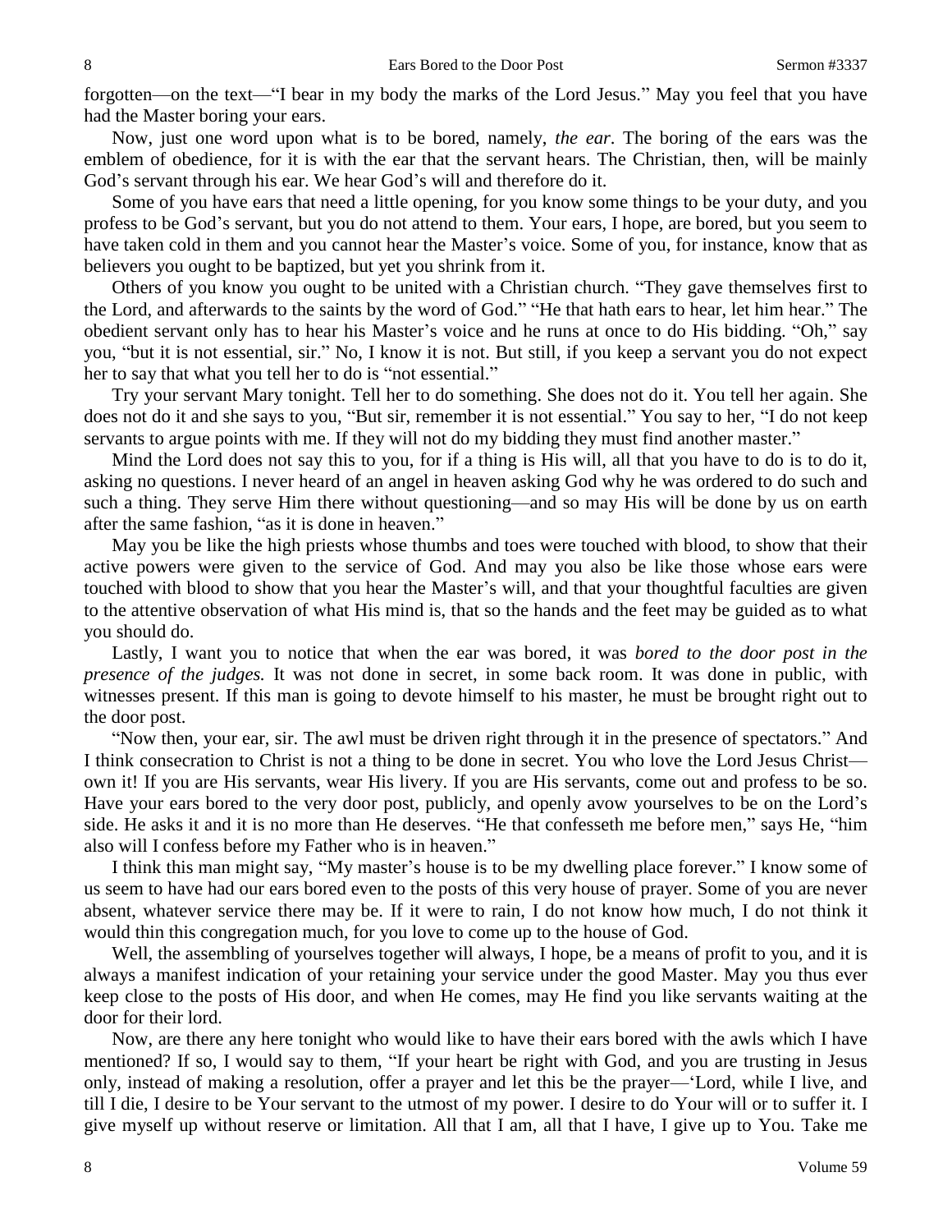forgotten—on the text—"I bear in my body the marks of the Lord Jesus." May you feel that you have had the Master boring your ears.

Now, just one word upon what is to be bored, namely, *the ear*. The boring of the ears was the emblem of obedience, for it is with the ear that the servant hears. The Christian, then, will be mainly God's servant through his ear. We hear God's will and therefore do it.

Some of you have ears that need a little opening, for you know some things to be your duty, and you profess to be God's servant, but you do not attend to them. Your ears, I hope, are bored, but you seem to have taken cold in them and you cannot hear the Master's voice. Some of you, for instance, know that as believers you ought to be baptized, but yet you shrink from it.

Others of you know you ought to be united with a Christian church. "They gave themselves first to the Lord, and afterwards to the saints by the word of God." "He that hath ears to hear, let him hear." The obedient servant only has to hear his Master's voice and he runs at once to do His bidding. "Oh," say you, "but it is not essential, sir." No, I know it is not. But still, if you keep a servant you do not expect her to say that what you tell her to do is "not essential."

Try your servant Mary tonight. Tell her to do something. She does not do it. You tell her again. She does not do it and she says to you, "But sir, remember it is not essential." You say to her, "I do not keep servants to argue points with me. If they will not do my bidding they must find another master."

Mind the Lord does not say this to you, for if a thing is His will, all that you have to do is to do it, asking no questions. I never heard of an angel in heaven asking God why he was ordered to do such and such a thing. They serve Him there without questioning—and so may His will be done by us on earth after the same fashion, "as it is done in heaven."

May you be like the high priests whose thumbs and toes were touched with blood, to show that their active powers were given to the service of God. And may you also be like those whose ears were touched with blood to show that you hear the Master's will, and that your thoughtful faculties are given to the attentive observation of what His mind is, that so the hands and the feet may be guided as to what you should do.

Lastly, I want you to notice that when the ear was bored, it was *bored to the door post in the presence of the judges.* It was not done in secret, in some back room. It was done in public, with witnesses present. If this man is going to devote himself to his master, he must be brought right out to the door post.

"Now then, your ear, sir. The awl must be driven right through it in the presence of spectators." And I think consecration to Christ is not a thing to be done in secret. You who love the Lord Jesus Christ—own it! If you are His servants, wear His livery. If you are His servants, come out and profess to be so. Have your ears bored to the very door post, publicly, and openly avow yourselves to be on the Lord's side. He asks it and it is no more than He deserves. "He that confesseth me before men," says He, "him also will I confess before my Father who is in heaven."

I think this man might say, "My master's house is to be my dwelling place forever." I know some of us seem to have had our ears bored even to the posts of this very house of prayer. Some of you are never absent, whatever service there may be. If it were to rain, I do not know how much, I do not think it would thin this congregation much, for you love to come up to the house of God.

Well, the assembling of yourselves together will always, I hope, be a means of profit to you, and it is always a manifest indication of your retaining your service under the good Master. May you thus ever keep close to the posts of His door, and when He comes, may He find you like servants waiting at the door for their lord.

Now, are there any here tonight who would like to have their ears bored with the awls which I have mentioned? If so, I would say to them, "If your heart be right with God, and you are trusting in Jesus only, instead of making a resolution, offer a prayer and let this be the prayer—'Lord, while I live, and till I die, I desire to be Your servant to the utmost of my power. I desire to do Your will or to suffer it. I give myself up without reserve or limitation. All that I am, all that I have, I give up to You. Take me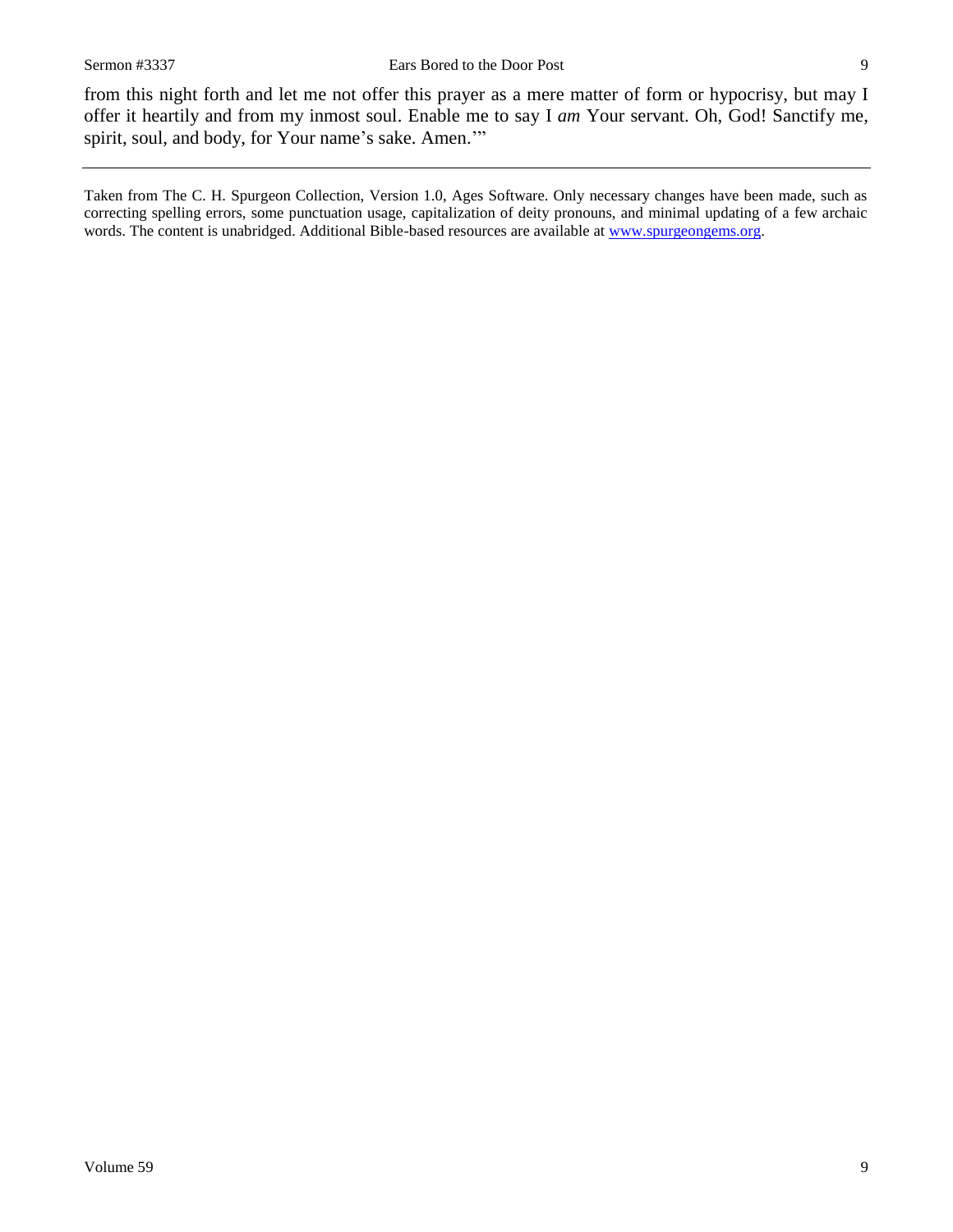from this night forth and let me not offer this prayer as a mere matter of form or hypocrisy, but may I offer it heartily and from my inmost soul. Enable me to say I *am* Your servant. Oh, God! Sanctify me, spirit, soul, and body, for Your name's sake. Amen.'"

---

Taken from The C. H. Spurgeon Collection, Version 1.0, Ages Software. Only necessary changes have been made, such as correcting spelling errors, some punctuation usage, capitalization of deity pronouns, and minimal updating of a few archaic words. The content is unabridged. Additional Bible-based resources are available at www.spurgeongems.org.